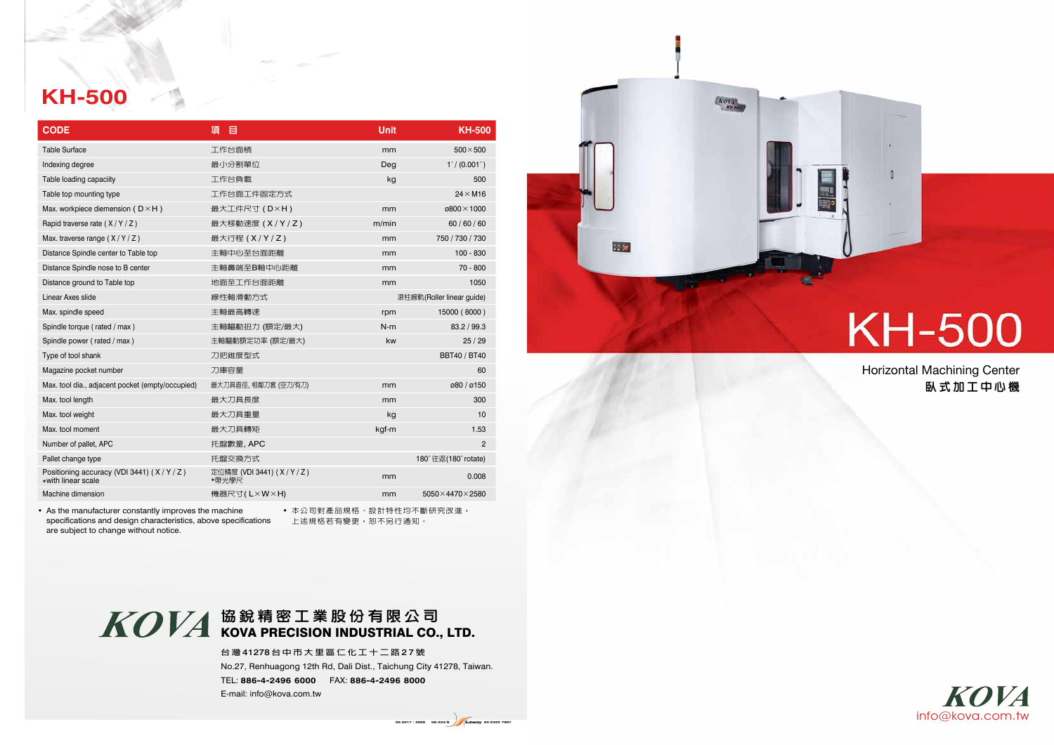# KH-500

| CODE | 項 目 | Unit | KH-500 |
|---|---|---|---|
| Table Surface | 工作台面積 | mm | 500×500 |
| Indexing degree | 最小分割單位 | Deg | 1˚/ (0.001˚) |
| Table loading capacity | 工作台負載 | kg | 500 |
| Table top mounting type | 工作台面工件固定方式 | | 24×M16 |
| Max. workpiece diemension ( D×H ) | 最大工件尺寸 ( D×H ) | mm | ø800×1000 |
| Rapid traverse rate ( X / Y / Z ) | 最大移動速度 ( X / Y / Z ) | m/min | 60 / 60 / 60 |
| Max. traverse range ( X / Y / Z ) | 最大行程 ( X / Y / Z ) | mm | 750 / 730 / 730 |
| Distance Spindle center to Table top | 主軸中心至台面距離 | mm | 100 - 830 |
| Distance Spindle nose to B center | 主軸鼻端至B軸中心距離 | mm | 70 - 800 |
| Distance ground to Table top | 地面至工作台面距離 | mm | 1050 |
| Linear Axes slide | 線性軸滑動方式 | | 滾柱線軌(Roller linear guide) |
| Max. spindle speed | 主軸最高轉速 | rpm | 15000 ( 8000 ) |
| Spindle torque ( rated / max ) | 主軸驅動扭力 (額定/最大) | N-m | 83.2 / 99.3 |
| Spindle power ( rated / max ) | 主軸驅動額定功率 (額定/最大) | kw | 25 / 29 |
| Type of tool shank | 刀把錐度型式 | | BBT40 / BT40 |
| Magazine pocket number | 刀庫容量 | | 60 |
| Max. tool dia., adjacent pocket (empty/occupied) | 最大刀具直徑, 相鄰刀套 (空刀/有刀) | mm | ø80 / ø150 |
| Max. tool length | 最大刀具長度 | mm | 300 |
| Max. tool weight | 最大刀具重量 | kg | 10 |
| Max. tool moment | 最大刀具轉矩 | kgf-m | 1.53 |
| Number of pallet, APC | 托盤數量, APC | | 2 |
| Pallet change type | 托盤交換方式 | | 180˚往返(180˚rotate) |
| Positioning accuracy (VDI 3441) ( X / Y / Z ) *with linear scale | 定位精度 (VDI 3441) ( X / Y / Z ) *帶光學尺 | mm | 0.008 |
| Machine dimension | 機器尺寸( L×W×H) | mm | 5050×4470×2580 |

- As the manufacturer constantly improves the machine specifications and design characteristics, above specifications are subject to change without notice.
- 本公司對產品規格、設計特性均不斷研究改進，上述規格若有變更，恕不另行通知。

**KOVA 協銳精密工業股份有限公司**
**KOVA PRECISION INDUSTRIAL CO., LTD.**

台灣41278台中市大里區仁化工十二路27號
No.27, Renhuagong 12th Rd, Dali Dist., Taichung City 41278, Taiwan.
TEL: 886-4-2496 6000　FAX: 886-4-2496 8000
E-mail: info@kova.com.tw

# KH-500

Horizontal Machining Center
臥式加工中心機

KOVA
info@kova.com.tw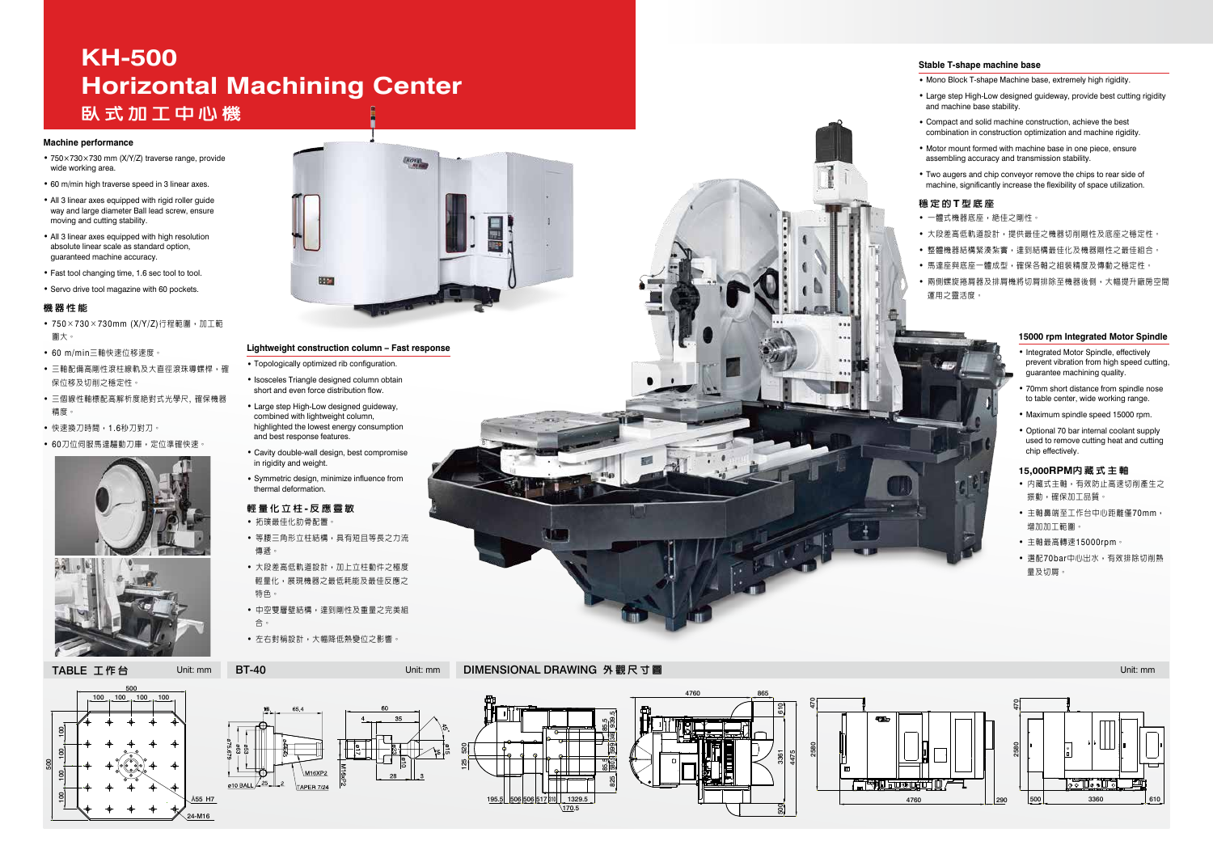# KH-500
# Horizontal Machining Center
# 臥式加工中心機

### Machine performance

- 750×730×730 mm (X/Y/Z) traverse range, provide wide working area.
- 60 m/min high traverse speed in 3 linear axes.
- All 3 linear axes equipped with rigid roller guide way and large diameter Ball lead screw, ensure moving and cutting stability.
- All 3 linear axes equipped with high resolution absolute linear scale as standard option, guaranteed machine accuracy.
- Fast tool changing time, 1.6 sec tool to tool.
- Servo drive tool magazine with 60 pockets.

### 機器性能

- 750×730×730mm (X/Y/Z)行程範圍，加工範圍大。
- 60 m/min三軸快速位移速度。
- 三軸配備高剛性滾柱線軌及大直徑滾珠導螺桿，確保位移及切削之穩定性。
- 三個線性軸標配高解析度絕對式光學尺，確保機器精度。
- 快速換刀時間，1.6秒刀對刀。
- 60刀位伺服馬達驅動刀庫，定位準確快速。

### Lightweight construction column – Fast response

- Topologically optimized rib configuration.
- Isosceles Triangle designed column obtain short and even force distribution flow.
- Large step High-Low designed guideway, combined with lightweight column, highlighted the lowest energy consumption and best response features.
- Cavity double-wall design, best compromise in rigidity and weight.
- Symmetric design, minimize influence from thermal deformation.

### 輕量化立柱-反應靈敏

- 拓璞最佳化肋骨配置。
- 等腰三角形立柱結構，具有短且等長之力流傳遞。
- 大段差高低軌道設計，加上立柱動件之極度輕量化，展現機器之最低耗能及最佳反應之特色。
- 中空雙層壁結構，達到剛性及重量之完美組合。
- 左右對稱設計，大幅降低熱變位之影響。

### Stable T-shape machine base

- Mono Block T-shape Machine base, extremely high rigidity.
- Large step High-Low designed guideway, provide best cutting rigidity and machine base stability.
- Compact and solid machine construction, achieve the best combination in construction optimization and machine rigidity.
- Motor mount formed with machine base in one piece, ensure assembling accuracy and transmission stability.
- Two augers and chip conveyor remove the chips to rear side of machine, significantly increase the flexibility of space utilization.

### 穩定的T型底座

- 一體式機器底座，絕佳之剛性。
- 大段差高低軌道設計，提供最佳之機器切削剛性及底座之穩定性。
- 整體機器結構緊湊紮實，達到結構最佳化及機器剛性之最佳組合。
- 馬達座與底座一體成型，確保各軸之組裝精度及傳動之穩定性。
- 兩側螺旋捲屑器及排屑機將切屑排除至機器後側，大幅提升廠房空間運用之靈活度。

### 15000 rpm Integrated Motor Spindle

- Integrated Motor Spindle, effectively prevent vibration from high speed cutting, guarantee machining quality.
- 70mm short distance from spindle nose to table center, wide working range.
- Maximum spindle speed 15000 rpm.
- Optional 70 bar internal coolant supply used to remove cutting heat and cutting chip effectively.

### 15,000RPM內藏式主軸

- 內藏式主軸，有效防止高速切削產生之振動，確保加工品質。
- 主軸鼻端至工作台中心距離僅70mm，增加加工範圍。
- 主軸最高轉速15000rpm。
- 選配70bar中心出水，有效排除切削熱量及切屑。

## TABLE 工作台

Unit: mm

500
100 100 100 100
100 100 100 100
500
A55 H7
24-M16

## BT-40

Unit: mm

18 65.4 60 4 35 45° 28 3
ø44.45 ø63 ø53 ø17 ø25 ø10 ø15 ø56.25
M16XP2 M16xP2
ø10 BALL 25 2 TAPER 7/24

## DIMENSIONAL DRAWING 外觀尺寸圖

Unit: mm

195.5 506 506 517 310 1329.5 170.5
125 520 825 85.5 399 384 339.5 365 85.5
4760 865 610 3361 4475 500
470 2580 4760 290
470 2580 500 3360 610